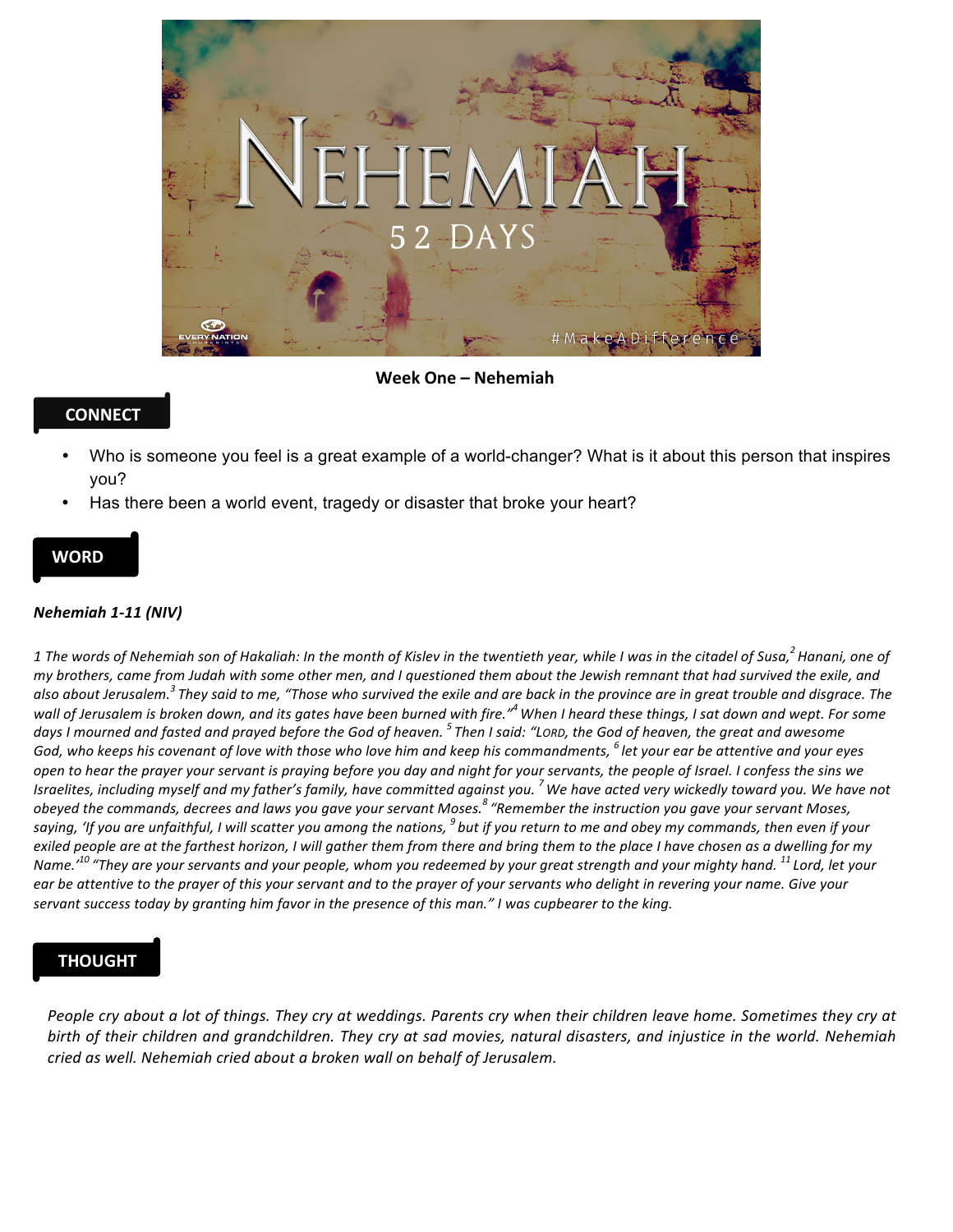**Week One – Nehemiah**

## CONNECT

- Who is someone you feel is a great example of a world-changer? What is it about this person that inspires you?
- Has there been a world event, tragedy or disaster that broke your heart?

## WORD

***Nehemiah 1-11 (NIV)***

*1 The words of Nehemiah son of Hakaliah: In the month of Kislev in the twentieth year, while I was in the citadel of Susa,[2] Hanani, one of my brothers, came from Judah with some other men, and I questioned them about the Jewish remnant that had survived the exile, and also about Jerusalem.[3] They said to me, "Those who survived the exile and are back in the province are in great trouble and disgrace. The wall of Jerusalem is broken down, and its gates have been burned with fire."[4] When I heard these things, I sat down and wept. For some days I mourned and fasted and prayed before the God of heaven. [5] Then I said: "LORD, the God of heaven, the great and awesome God, who keeps his covenant of love with those who love him and keep his commandments, [6] let your ear be attentive and your eyes open to hear the prayer your servant is praying before you day and night for your servants, the people of Israel. I confess the sins we Israelites, including myself and my father's family, have committed against you. [7] We have acted very wickedly toward you. We have not obeyed the commands, decrees and laws you gave your servant Moses.[8] "Remember the instruction you gave your servant Moses, saying, 'If you are unfaithful, I will scatter you among the nations, [9] but if you return to me and obey my commands, then even if your exiled people are at the farthest horizon, I will gather them from there and bring them to the place I have chosen as a dwelling for my Name.'[10] "They are your servants and your people, whom you redeemed by your great strength and your mighty hand. [11] Lord, let your ear be attentive to the prayer of this your servant and to the prayer of your servants who delight in revering your name. Give your servant success today by granting him favor in the presence of this man." I was cupbearer to the king.*

## THOUGHT

*People cry about a lot of things. They cry at weddings. Parents cry when their children leave home. Sometimes they cry at birth of their children and grandchildren. They cry at sad movies, natural disasters, and injustice in the world. Nehemiah cried as well. Nehemiah cried about a broken wall on behalf of Jerusalem.*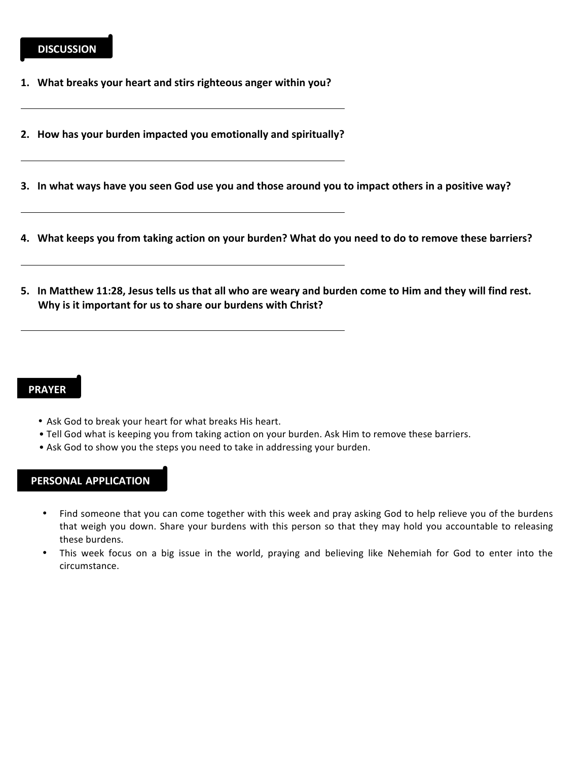## DISCUSSION

1. **What breaks your heart and stirs righteous anger within you?**

2. **How has your burden impacted you emotionally and spiritually?**

3. **In what ways have you seen God use you and those around you to impact others in a positive way?**

4. **What keeps you from taking action on your burden? What do you need to do to remove these barriers?**

5. **In Matthew 11:28, Jesus tells us that all who are weary and burden come to Him and they will find rest. Why is it important for us to share our burdens with Christ?**

## PRAYER

- Ask God to break your heart for what breaks His heart.
- Tell God what is keeping you from taking action on your burden. Ask Him to remove these barriers.
- Ask God to show you the steps you need to take in addressing your burden.

## PERSONAL APPLICATION

- Find someone that you can come together with this week and pray asking God to help relieve you of the burdens that weigh you down. Share your burdens with this person so that they may hold you accountable to releasing these burdens.
- This week focus on a big issue in the world, praying and believing like Nehemiah for God to enter into the circumstance.